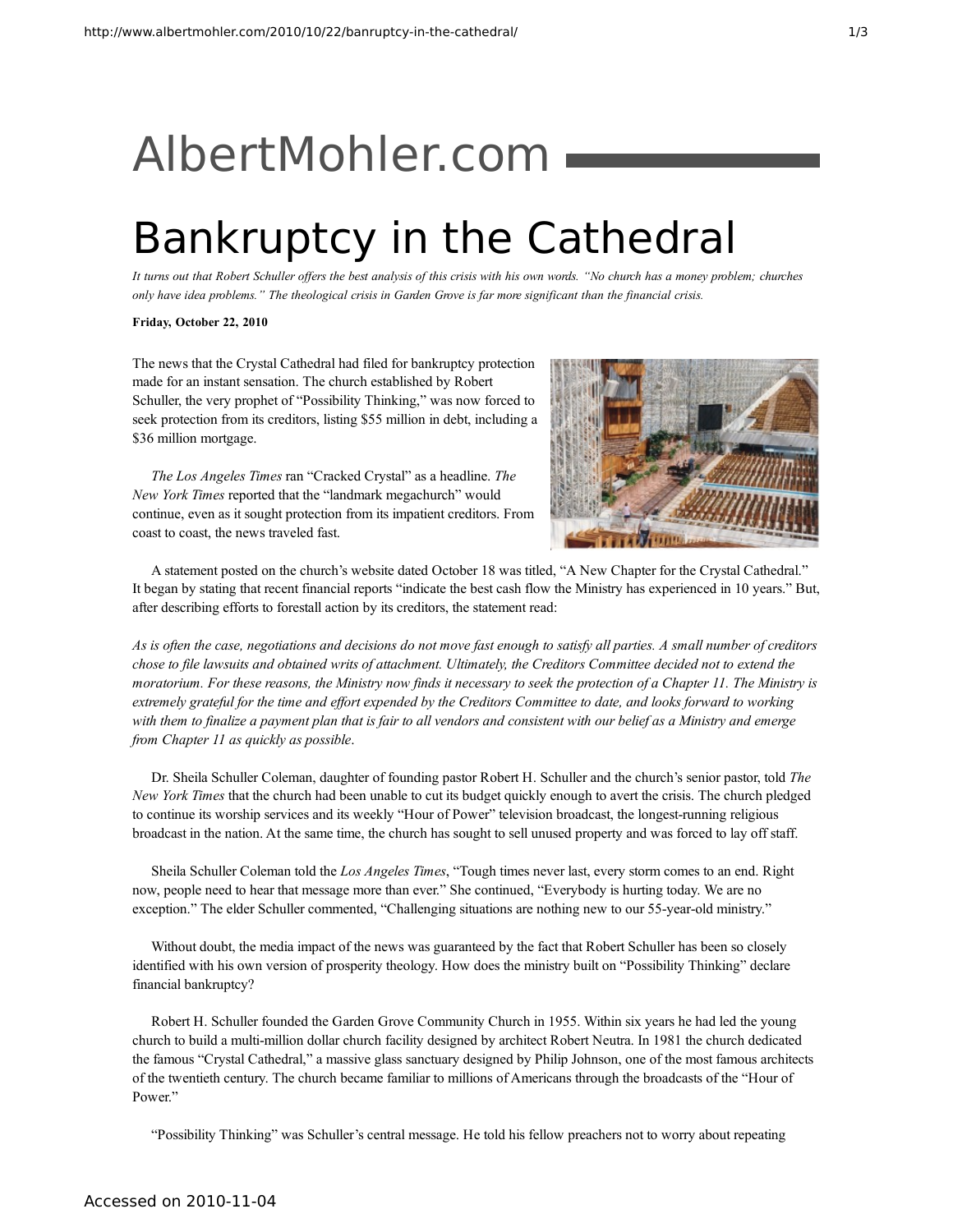# AlbertMohler.com

# Bankruptcy in the Cathedral

*It turns out that Robert Schuller offers the best analysis of this crisis with his own words. "No church has a money problem; churches only have idea problems." The theological crisis in Garden Grove is far more significant than the financial crisis.*

**Friday, October 22, 2010**

The news that the Crystal Cathedral had filed for bankruptcy protection made for an instant sensation. The church established by Robert Schuller, the very prophet of "Possibility Thinking," was now forced to seek protection from its creditors, listing $55 million in debt, including a $36 million mortgage.

*The Los Angeles Times* ran "Cracked Crystal" as a headline. *The New York Times* reported that the "landmark megachurch" would continue, even as it sought protection from its impatient creditors. From coast to coast, the news traveled fast.

A statement posted on the church's website dated October 18 was titled, "A New Chapter for the Crystal Cathedral." It began by stating that recent financial reports "indicate the best cash flow the Ministry has experienced in 10 years." But, after describing efforts to forestall action by its creditors, the statement read:

*As is often the case, negotiations and decisions do not move fast enough to satisfy all parties. A small number of creditors chose to file lawsuits and obtained writs of attachment. Ultimately, the Creditors Committee decided not to extend the moratorium. For these reasons, the Ministry now finds it necessary to seek the protection of a Chapter 11. The Ministry is extremely grateful for the time and effort expended by the Creditors Committee to date, and looks forward to working with them to finalize a payment plan that is fair to all vendors and consistent with our belief as a Ministry and emerge from Chapter 11 as quickly as possible.*

Dr. Sheila Schuller Coleman, daughter of founding pastor Robert H. Schuller and the church's senior pastor, told *The New York Times* that the church had been unable to cut its budget quickly enough to avert the crisis. The church pledged to continue its worship services and its weekly "Hour of Power" television broadcast, the longest-running religious broadcast in the nation. At the same time, the church has sought to sell unused property and was forced to lay off staff.

Sheila Schuller Coleman told the *Los Angeles Times*, "Tough times never last, every storm comes to an end. Right now, people need to hear that message more than ever." She continued, "Everybody is hurting today. We are no exception." The elder Schuller commented, "Challenging situations are nothing new to our 55-year-old ministry."

Without doubt, the media impact of the news was guaranteed by the fact that Robert Schuller has been so closely identified with his own version of prosperity theology. How does the ministry built on "Possibility Thinking" declare financial bankruptcy?

Robert H. Schuller founded the Garden Grove Community Church in 1955. Within six years he had led the young church to build a multi-million dollar church facility designed by architect Robert Neutra. In 1981 the church dedicated the famous "Crystal Cathedral," a massive glass sanctuary designed by Philip Johnson, one of the most famous architects of the twentieth century. The church became familiar to millions of Americans through the broadcasts of the "Hour of Power."

"Possibility Thinking" was Schuller's central message. He told his fellow preachers not to worry about repeating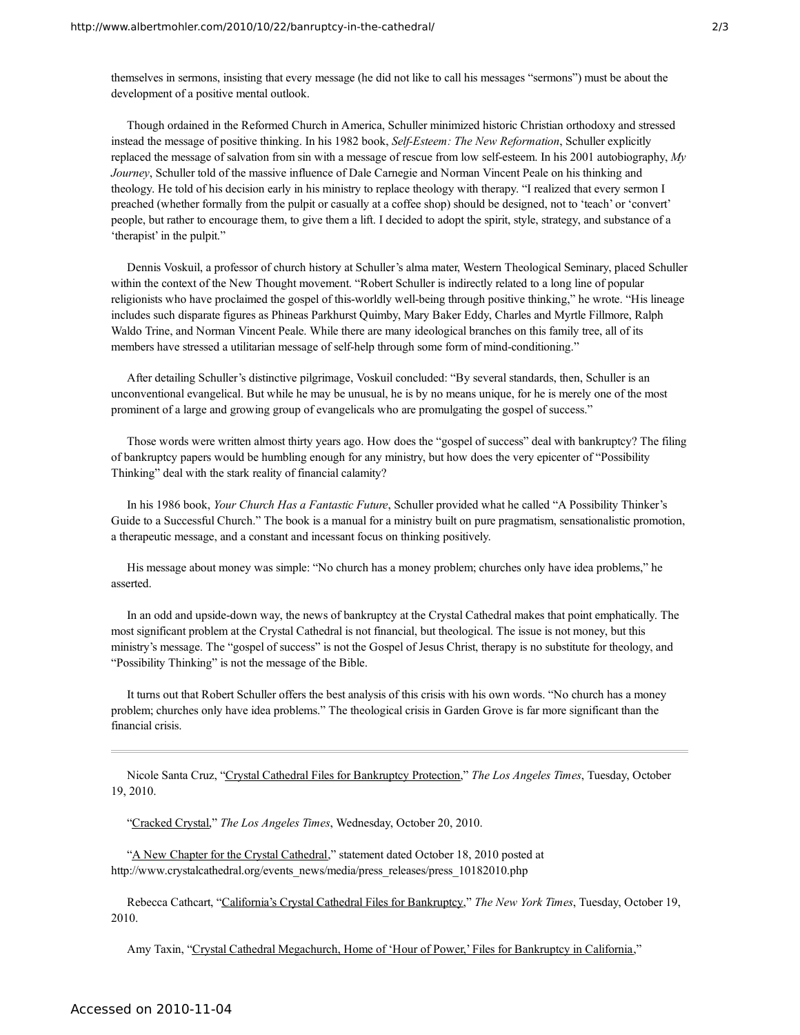themselves in sermons, insisting that every message (he did not like to call his messages "sermons") must be about the development of a positive mental outlook.

Though ordained in the Reformed Church in America, Schuller minimized historic Christian orthodoxy and stressed instead the message of positive thinking. In his 1982 book, *Self-Esteem: The New Reformation*, Schuller explicitly replaced the message of salvation from sin with a message of rescue from low self-esteem. In his 2001 autobiography, *My Journey*, Schuller told of the massive influence of Dale Carnegie and Norman Vincent Peale on his thinking and theology. He told of his decision early in his ministry to replace theology with therapy. "I realized that every sermon I preached (whether formally from the pulpit or casually at a coffee shop) should be designed, not to 'teach' or 'convert' people, but rather to encourage them, to give them a lift. I decided to adopt the spirit, style, strategy, and substance of a 'therapist' in the pulpit."

Dennis Voskuil, a professor of church history at Schuller's alma mater, Western Theological Seminary, placed Schuller within the context of the New Thought movement. "Robert Schuller is indirectly related to a long line of popular religionists who have proclaimed the gospel of this-worldly well-being through positive thinking," he wrote. "His lineage includes such disparate figures as Phineas Parkhurst Quimby, Mary Baker Eddy, Charles and Myrtle Fillmore, Ralph Waldo Trine, and Norman Vincent Peale. While there are many ideological branches on this family tree, all of its members have stressed a utilitarian message of self-help through some form of mind-conditioning."

After detailing Schuller's distinctive pilgrimage, Voskuil concluded: "By several standards, then, Schuller is an unconventional evangelical. But while he may be unusual, he is by no means unique, for he is merely one of the most prominent of a large and growing group of evangelicals who are promulgating the gospel of success."

Those words were written almost thirty years ago. How does the "gospel of success" deal with bankruptcy? The filing of bankruptcy papers would be humbling enough for any ministry, but how does the very epicenter of "Possibility Thinking" deal with the stark reality of financial calamity?

In his 1986 book, *Your Church Has a Fantastic Future*, Schuller provided what he called "A Possibility Thinker's Guide to a Successful Church." The book is a manual for a ministry built on pure pragmatism, sensationalistic promotion, a therapeutic message, and a constant and incessant focus on thinking positively.

His message about money was simple: "No church has a money problem; churches only have idea problems," he asserted.

In an odd and upside-down way, the news of bankruptcy at the Crystal Cathedral makes that point emphatically. The most significant problem at the Crystal Cathedral is not financial, but theological. The issue is not money, but this ministry's message. The "gospel of success" is not the Gospel of Jesus Christ, therapy is no substitute for theology, and "Possibility Thinking" is not the message of the Bible.

It turns out that Robert Schuller offers the best analysis of this crisis with his own words. "No church has a money problem; churches only have idea problems." The theological crisis in Garden Grove is far more significant than the financial crisis.

---

Nicole Santa Cruz, "Crystal Cathedral Files for Bankruptcy Protection," *The Los Angeles Times*, Tuesday, October 19, 2010.

"Cracked Crystal," *The Los Angeles Times*, Wednesday, October 20, 2010.

"A New Chapter for the Crystal Cathedral," statement dated October 18, 2010 posted at http://www.crystalcathedral.org/events_news/media/press_releases/press_10182010.php

Rebecca Cathcart, "California's Crystal Cathedral Files for Bankruptcy," *The New York Times*, Tuesday, October 19, 2010.

Amy Taxin, "Crystal Cathedral Megachurch, Home of 'Hour of Power,' Files for Bankruptcy in California,"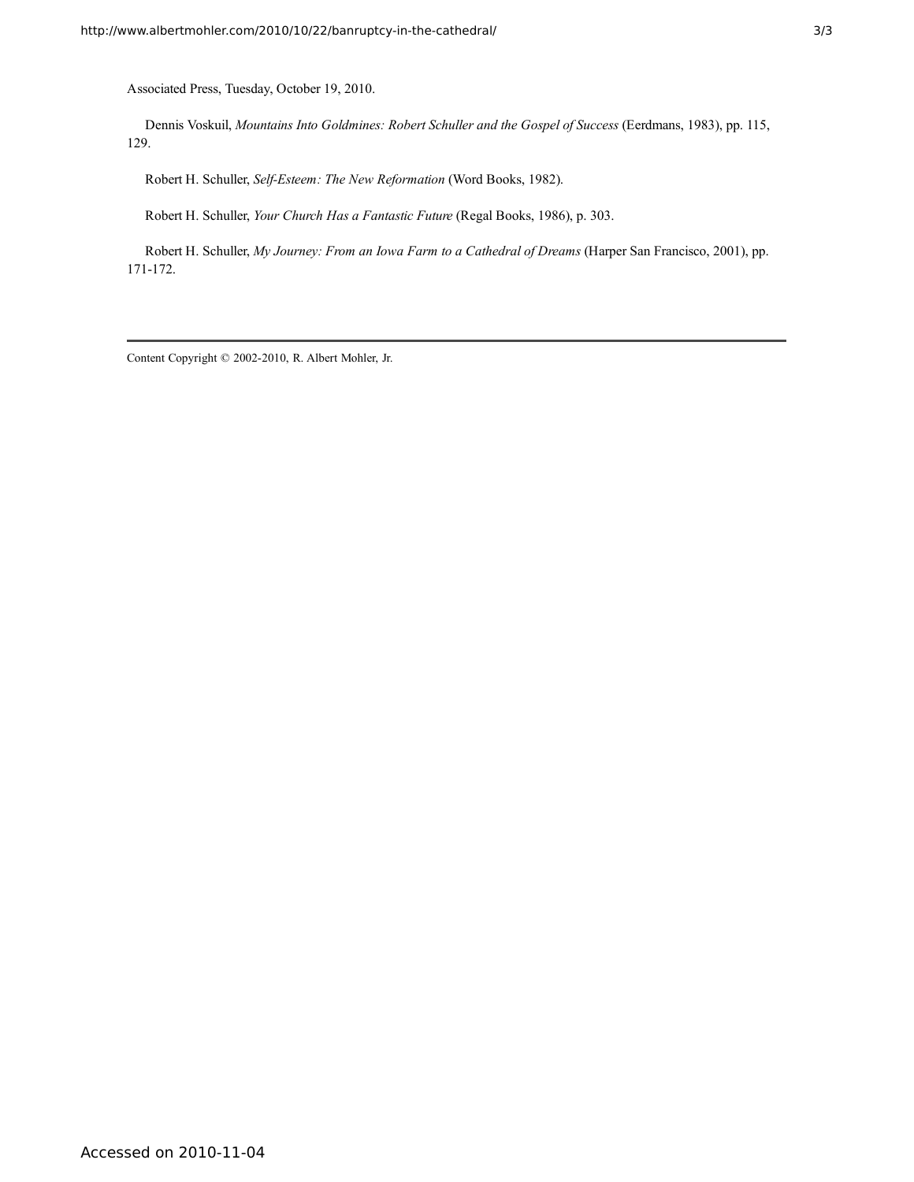Associated Press, Tuesday, October 19, 2010.

Dennis Voskuil, *Mountains Into Goldmines: Robert Schuller and the Gospel of Success* (Eerdmans, 1983), pp. 115, 129.

Robert H. Schuller, *Self-Esteem: The New Reformation* (Word Books, 1982).

Robert H. Schuller, *Your Church Has a Fantastic Future* (Regal Books, 1986), p. 303.

Robert H. Schuller, *My Journey: From an Iowa Farm to a Cathedral of Dreams* (Harper San Francisco, 2001), pp. 171-172.

---

Content Copyright © 2002-2010, R. Albert Mohler, Jr.